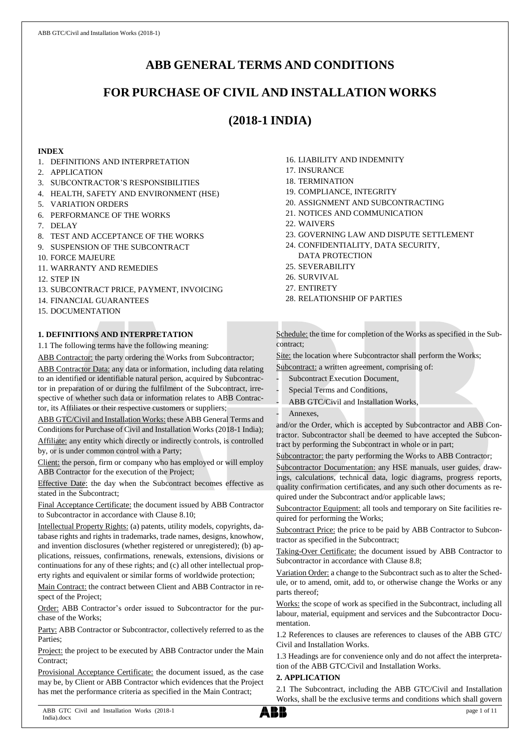# ABB GENERAL TERMS AND CONDITIONS

# FOR PURCHASE OF CIVIL AND INSTALLATION WORKS

# (2018-1 INDIA)

**INDEX**

1. DEFINITIONS AND INTERPRETATION
2. APPLICATION
3. SUBCONTRACTOR'S RESPONSIBILITIES
4. HEALTH, SAFETY AND ENVIRONMENT (HSE)
5. VARIATION ORDERS
6. PERFORMANCE OF THE WORKS
7. DELAY
8. TEST AND ACCEPTANCE OF THE WORKS
9. SUSPENSION OF THE SUBCONTRACT
10. FORCE MAJEURE
11. WARRANTY AND REMEDIES
12. STEP IN
13. SUBCONTRACT PRICE, PAYMENT, INVOICING
14. FINANCIAL GUARANTEES
15. DOCUMENTATION
16. LIABILITY AND INDEMNITY
17. INSURANCE
18. TERMINATION
19. COMPLIANCE, INTEGRITY
20. ASSIGNMENT AND SUBCONTRACTING
21. NOTICES AND COMMUNICATION
22. WAIVERS
23. GOVERNING LAW AND DISPUTE SETTLEMENT
24. CONFIDENTIALITY, DATA SECURITY, DATA PROTECTION
25. SEVERABILITY
26. SURVIVAL
27. ENTIRETY
28. RELATIONSHIP OF PARTIES

## 1. DEFINITIONS AND INTERPRETATION

1.1 The following terms have the following meaning:

ABB Contractor: the party ordering the Works from Subcontractor;

ABB Contractor Data: any data or information, including data relating to an identified or identifiable natural person, acquired by Subcontractor in preparation of or during the fulfilment of the Subcontract, irrespective of whether such data or information relates to ABB Contractor, its Affiliates or their respective customers or suppliers;

ABB GTC/Civil and Installation Works: these ABB General Terms and Conditions for Purchase of Civil and Installation Works (2018-1 India);

Affiliate: any entity which directly or indirectly controls, is controlled by, or is under common control with a Party;

Client: the person, firm or company who has employed or will employ ABB Contractor for the execution of the Project;

Effective Date: the day when the Subcontract becomes effective as stated in the Subcontract;

Final Acceptance Certificate: the document issued by ABB Contractor to Subcontractor in accordance with Clause 8.10;

Intellectual Property Rights: (a) patents, utility models, copyrights, database rights and rights in trademarks, trade names, designs, knowhow, and invention disclosures (whether registered or unregistered); (b) applications, reissues, confirmations, renewals, extensions, divisions or continuations for any of these rights; and (c) all other intellectual property rights and equivalent or similar forms of worldwide protection;

Main Contract: the contract between Client and ABB Contractor in respect of the Project;

Order: ABB Contractor's order issued to Subcontractor for the purchase of the Works;

Party: ABB Contractor or Subcontractor, collectively referred to as the Parties;

Project: the project to be executed by ABB Contractor under the Main Contract;

Provisional Acceptance Certificate: the document issued, as the case may be, by Client or ABB Contractor which evidences that the Project has met the performance criteria as specified in the Main Contract;

Schedule: the time for completion of the Works as specified in the Subcontract;

Site: the location where Subcontractor shall perform the Works;

Subcontract: a written agreement, comprising of:

- Subcontract Execution Document,
- Special Terms and Conditions,
- ABB GTC/Civil and Installation Works,
- Annexes,

and/or the Order, which is accepted by Subcontractor and ABB Contractor. Subcontractor shall be deemed to have accepted the Subcontract by performing the Subcontract in whole or in part;

Subcontractor: the party performing the Works to ABB Contractor;

Subcontractor Documentation: any HSE manuals, user guides, drawings, calculations, technical data, logic diagrams, progress reports, quality confirmation certificates, and any such other documents as required under the Subcontract and/or applicable laws;

Subcontractor Equipment: all tools and temporary on Site facilities required for performing the Works;

Subcontract Price: the price to be paid by ABB Contractor to Subcontractor as specified in the Subcontract;

Taking-Over Certificate: the document issued by ABB Contractor to Subcontractor in accordance with Clause 8.8;

Variation Order: a change to the Subcontract such as to alter the Schedule, or to amend, omit, add to, or otherwise change the Works or any parts thereof;

Works: the scope of work as specified in the Subcontract, including all labour, material, equipment and services and the Subcontractor Documentation.

1.2 References to clauses are references to clauses of the ABB GTC/Civil and Installation Works.

1.3 Headings are for convenience only and do not affect the interpretation of the ABB GTC/Civil and Installation Works.

## 2. APPLICATION

2.1 The Subcontract, including the ABB GTC/Civil and Installation Works, shall be the exclusive terms and conditions which shall govern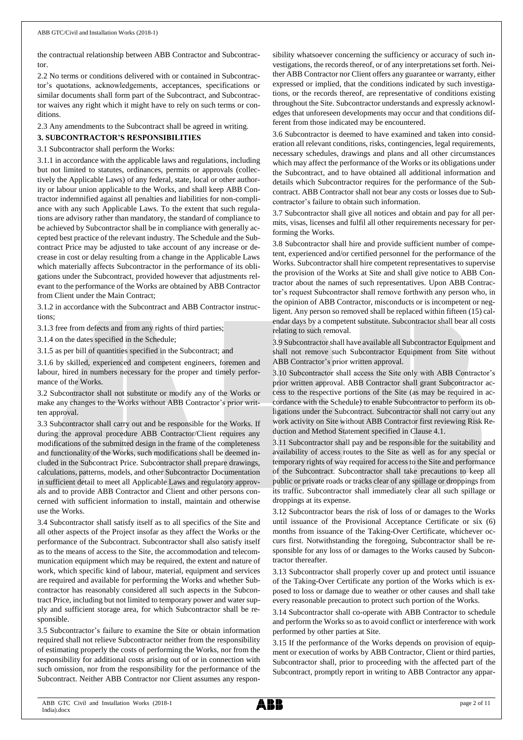the contractual relationship between ABB Contractor and Subcontractor.

2.2 No terms or conditions delivered with or contained in Subcontractor's quotations, acknowledgements, acceptances, specifications or similar documents shall form part of the Subcontract, and Subcontractor waives any right which it might have to rely on such terms or conditions.

2.3 Any amendments to the Subcontract shall be agreed in writing.

## 3. SUBCONTRACTOR'S RESPONSIBILITIES

3.1 Subcontractor shall perform the Works:

3.1.1 in accordance with the applicable laws and regulations, including but not limited to statutes, ordinances, permits or approvals (collectively the Applicable Laws) of any federal, state, local or other authority or labour union applicable to the Works, and shall keep ABB Contractor indemnified against all penalties and liabilities for non-compliance with any such Applicable Laws. To the extent that such regulations are advisory rather than mandatory, the standard of compliance to be achieved by Subcontractor shall be in compliance with generally accepted best practice of the relevant industry. The Schedule and the Subcontract Price may be adjusted to take account of any increase or decrease in cost or delay resulting from a change in the Applicable Laws which materially affects Subcontractor in the performance of its obligations under the Subcontract, provided however that adjustments relevant to the performance of the Works are obtained by ABB Contractor from Client under the Main Contract;

3.1.2 in accordance with the Subcontract and ABB Contractor instructions;

3.1.3 free from defects and from any rights of third parties;

3.1.4 on the dates specified in the Schedule;

3.1.5 as per bill of quantities specified in the Subcontract; and

3.1.6 by skilled, experienced and competent engineers, foremen and labour, hired in numbers necessary for the proper and timely performance of the Works.

3.2 Subcontractor shall not substitute or modify any of the Works or make any changes to the Works without ABB Contractor's prior written approval.

3.3 Subcontractor shall carry out and be responsible for the Works. If during the approval procedure ABB Contractor/Client requires any modifications of the submitted design in the frame of the completeness and functionality of the Works, such modifications shall be deemed included in the Subcontract Price. Subcontractor shall prepare drawings, calculations, patterns, models, and other Subcontractor Documentation in sufficient detail to meet all Applicable Laws and regulatory approvals and to provide ABB Contractor and Client and other persons concerned with sufficient information to install, maintain and otherwise use the Works.

3.4 Subcontractor shall satisfy itself as to all specifics of the Site and all other aspects of the Project insofar as they affect the Works or the performance of the Subcontract. Subcontractor shall also satisfy itself as to the means of access to the Site, the accommodation and telecommunication equipment which may be required, the extent and nature of work, which specific kind of labour, material, equipment and services are required and available for performing the Works and whether Subcontractor has reasonably considered all such aspects in the Subcontract Price, including but not limited to temporary power and water supply and sufficient storage area, for which Subcontractor shall be responsible.

3.5 Subcontractor's failure to examine the Site or obtain information required shall not relieve Subcontractor neither from the responsibility of estimating properly the costs of performing the Works, nor from the responsibility for additional costs arising out of or in connection with such omission, nor from the responsibility for the performance of the Subcontract. Neither ABB Contractor nor Client assumes any responsibility whatsoever concerning the sufficiency or accuracy of such investigations, the records thereof, or of any interpretations set forth. Neither ABB Contractor nor Client offers any guarantee or warranty, either expressed or implied, that the conditions indicated by such investigations, or the records thereof, are representative of conditions existing throughout the Site. Subcontractor understands and expressly acknowledges that unforeseen developments may occur and that conditions different from those indicated may be encountered.

3.6 Subcontractor is deemed to have examined and taken into consideration all relevant conditions, risks, contingencies, legal requirements, necessary schedules, drawings and plans and all other circumstances which may affect the performance of the Works or its obligations under the Subcontract, and to have obtained all additional information and details which Subcontractor requires for the performance of the Subcontract. ABB Contractor shall not bear any costs or losses due to Subcontractor's failure to obtain such information.

3.7 Subcontractor shall give all notices and obtain and pay for all permits, visas, licenses and fulfil all other requirements necessary for performing the Works.

3.8 Subcontractor shall hire and provide sufficient number of competent, experienced and/or certified personnel for the performance of the Works. Subcontractor shall hire competent representatives to supervise the provision of the Works at Site and shall give notice to ABB Contractor about the names of such representatives. Upon ABB Contractor's request Subcontractor shall remove forthwith any person who, in the opinion of ABB Contractor, misconducts or is incompetent or negligent. Any person so removed shall be replaced within fifteen (15) calendar days by a competent substitute. Subcontractor shall bear all costs relating to such removal.

3.9 Subcontractor shall have available all Subcontractor Equipment and shall not remove such Subcontractor Equipment from Site without ABB Contractor's prior written approval.

3.10 Subcontractor shall access the Site only with ABB Contractor's prior written approval. ABB Contractor shall grant Subcontractor access to the respective portions of the Site (as may be required in accordance with the Schedule) to enable Subcontractor to perform its obligations under the Subcontract. Subcontractor shall not carry out any work activity on Site without ABB Contractor first reviewing Risk Reduction and Method Statement specified in Clause 4.1.

3.11 Subcontractor shall pay and be responsible for the suitability and availability of access routes to the Site as well as for any special or temporary rights of way required for access to the Site and performance of the Subcontract. Subcontractor shall take precautions to keep all public or private roads or tracks clear of any spillage or droppings from its traffic. Subcontractor shall immediately clear all such spillage or droppings at its expense.

3.12 Subcontractor bears the risk of loss of or damages to the Works until issuance of the Provisional Acceptance Certificate or six (6) months from issuance of the Taking-Over Certificate, whichever occurs first. Notwithstanding the foregoing, Subcontractor shall be responsible for any loss of or damages to the Works caused by Subcontractor thereafter.

3.13 Subcontractor shall properly cover up and protect until issuance of the Taking-Over Certificate any portion of the Works which is exposed to loss or damage due to weather or other causes and shall take every reasonable precaution to protect such portion of the Works.

3.14 Subcontractor shall co-operate with ABB Contractor to schedule and perform the Works so as to avoid conflict or interference with work performed by other parties at Site.

3.15 If the performance of the Works depends on provision of equipment or execution of works by ABB Contractor, Client or third parties, Subcontractor shall, prior to proceeding with the affected part of the Subcontract, promptly report in writing to ABB Contractor any appar-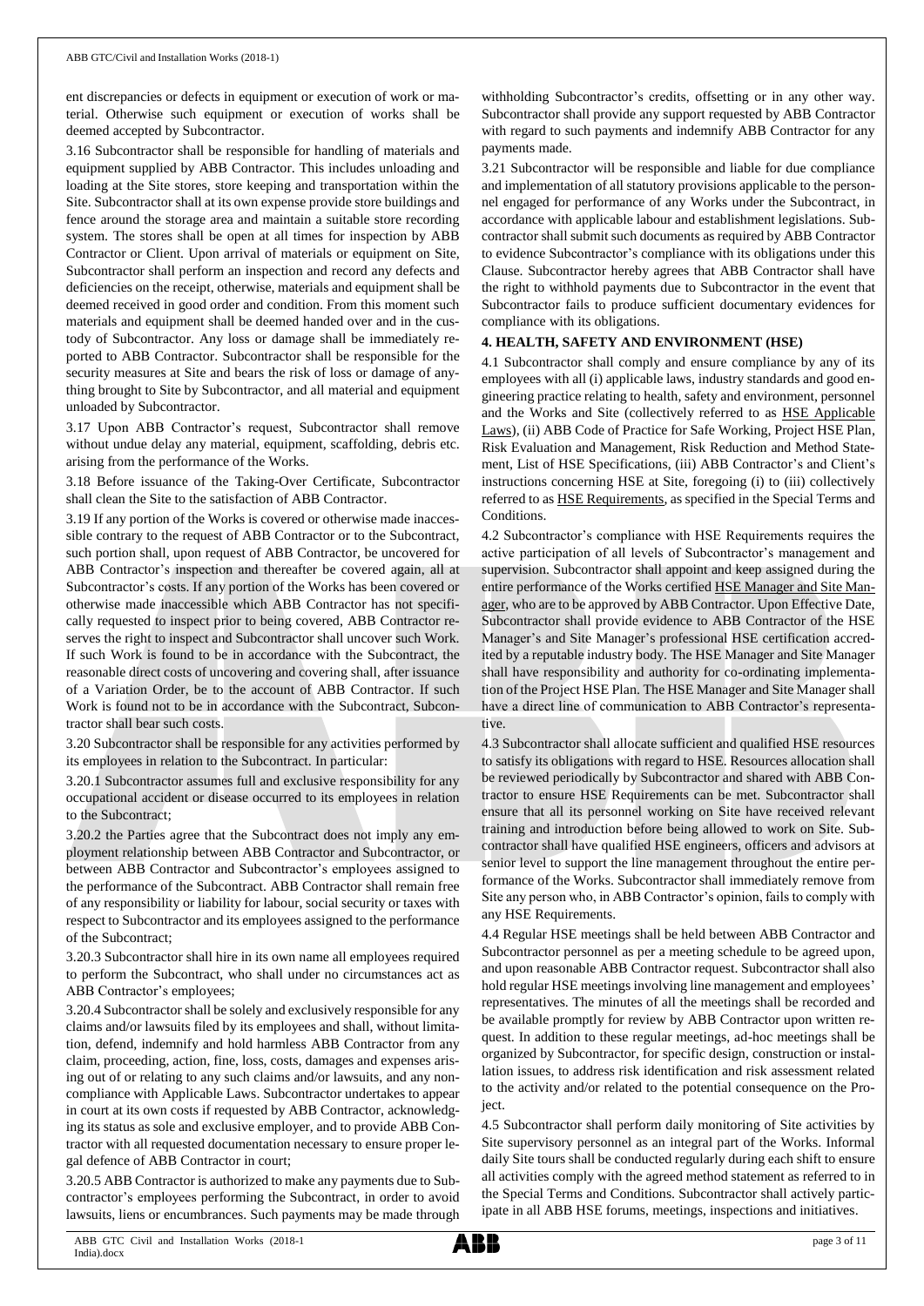ent discrepancies or defects in equipment or execution of work or material. Otherwise such equipment or execution of works shall be deemed accepted by Subcontractor.

3.16 Subcontractor shall be responsible for handling of materials and equipment supplied by ABB Contractor. This includes unloading and loading at the Site stores, store keeping and transportation within the Site. Subcontractor shall at its own expense provide store buildings and fence around the storage area and maintain a suitable store recording system. The stores shall be open at all times for inspection by ABB Contractor or Client. Upon arrival of materials or equipment on Site, Subcontractor shall perform an inspection and record any defects and deficiencies on the receipt, otherwise, materials and equipment shall be deemed received in good order and condition. From this moment such materials and equipment shall be deemed handed over and in the custody of Subcontractor. Any loss or damage shall be immediately reported to ABB Contractor. Subcontractor shall be responsible for the security measures at Site and bears the risk of loss or damage of anything brought to Site by Subcontractor, and all material and equipment unloaded by Subcontractor.

3.17 Upon ABB Contractor's request, Subcontractor shall remove without undue delay any material, equipment, scaffolding, debris etc. arising from the performance of the Works.

3.18 Before issuance of the Taking-Over Certificate, Subcontractor shall clean the Site to the satisfaction of ABB Contractor.

3.19 If any portion of the Works is covered or otherwise made inaccessible contrary to the request of ABB Contractor or to the Subcontract, such portion shall, upon request of ABB Contractor, be uncovered for ABB Contractor's inspection and thereafter be covered again, all at Subcontractor's costs. If any portion of the Works has been covered or otherwise made inaccessible which ABB Contractor has not specifically requested to inspect prior to being covered, ABB Contractor reserves the right to inspect and Subcontractor shall uncover such Work. If such Work is found to be in accordance with the Subcontract, the reasonable direct costs of uncovering and covering shall, after issuance of a Variation Order, be to the account of ABB Contractor. If such Work is found not to be in accordance with the Subcontract, Subcontractor shall bear such costs.

3.20 Subcontractor shall be responsible for any activities performed by its employees in relation to the Subcontract. In particular:

3.20.1 Subcontractor assumes full and exclusive responsibility for any occupational accident or disease occurred to its employees in relation to the Subcontract;

3.20.2 the Parties agree that the Subcontract does not imply any employment relationship between ABB Contractor and Subcontractor, or between ABB Contractor and Subcontractor's employees assigned to the performance of the Subcontract. ABB Contractor shall remain free of any responsibility or liability for labour, social security or taxes with respect to Subcontractor and its employees assigned to the performance of the Subcontract;

3.20.3 Subcontractor shall hire in its own name all employees required to perform the Subcontract, who shall under no circumstances act as ABB Contractor's employees;

3.20.4 Subcontractor shall be solely and exclusively responsible for any claims and/or lawsuits filed by its employees and shall, without limitation, defend, indemnify and hold harmless ABB Contractor from any claim, proceeding, action, fine, loss, costs, damages and expenses arising out of or relating to any such claims and/or lawsuits, and any noncompliance with Applicable Laws. Subcontractor undertakes to appear in court at its own costs if requested by ABB Contractor, acknowledging its status as sole and exclusive employer, and to provide ABB Contractor with all requested documentation necessary to ensure proper legal defence of ABB Contractor in court;

3.20.5 ABB Contractor is authorized to make any payments due to Subcontractor's employees performing the Subcontract, in order to avoid lawsuits, liens or encumbrances. Such payments may be made through withholding Subcontractor's credits, offsetting or in any other way. Subcontractor shall provide any support requested by ABB Contractor with regard to such payments and indemnify ABB Contractor for any payments made.

3.21 Subcontractor will be responsible and liable for due compliance and implementation of all statutory provisions applicable to the personnel engaged for performance of any Works under the Subcontract, in accordance with applicable labour and establishment legislations. Subcontractor shall submit such documents as required by ABB Contractor to evidence Subcontractor's compliance with its obligations under this Clause. Subcontractor hereby agrees that ABB Contractor shall have the right to withhold payments due to Subcontractor in the event that Subcontractor fails to produce sufficient documentary evidences for compliance with its obligations.

## 4. HEALTH, SAFETY AND ENVIRONMENT (HSE)

4.1 Subcontractor shall comply and ensure compliance by any of its employees with all (i) applicable laws, industry standards and good engineering practice relating to health, safety and environment, personnel and the Works and Site (collectively referred to as HSE Applicable Laws), (ii) ABB Code of Practice for Safe Working, Project HSE Plan, Risk Evaluation and Management, Risk Reduction and Method Statement, List of HSE Specifications, (iii) ABB Contractor's and Client's instructions concerning HSE at Site, foregoing (i) to (iii) collectively referred to as HSE Requirements, as specified in the Special Terms and Conditions.

4.2 Subcontractor's compliance with HSE Requirements requires the active participation of all levels of Subcontractor's management and supervision. Subcontractor shall appoint and keep assigned during the entire performance of the Works certified HSE Manager and Site Manager, who are to be approved by ABB Contractor. Upon Effective Date, Subcontractor shall provide evidence to ABB Contractor of the HSE Manager's and Site Manager's professional HSE certification accredited by a reputable industry body. The HSE Manager and Site Manager shall have responsibility and authority for co-ordinating implementation of the Project HSE Plan. The HSE Manager and Site Manager shall have a direct line of communication to ABB Contractor's representative.

4.3 Subcontractor shall allocate sufficient and qualified HSE resources to satisfy its obligations with regard to HSE. Resources allocation shall be reviewed periodically by Subcontractor and shared with ABB Contractor to ensure HSE Requirements can be met. Subcontractor shall ensure that all its personnel working on Site have received relevant training and introduction before being allowed to work on Site. Subcontractor shall have qualified HSE engineers, officers and advisors at senior level to support the line management throughout the entire performance of the Works. Subcontractor shall immediately remove from Site any person who, in ABB Contractor's opinion, fails to comply with any HSE Requirements.

4.4 Regular HSE meetings shall be held between ABB Contractor and Subcontractor personnel as per a meeting schedule to be agreed upon, and upon reasonable ABB Contractor request. Subcontractor shall also hold regular HSE meetings involving line management and employees' representatives. The minutes of all the meetings shall be recorded and be available promptly for review by ABB Contractor upon written request. In addition to these regular meetings, ad-hoc meetings shall be organized by Subcontractor, for specific design, construction or installation issues, to address risk identification and risk assessment related to the activity and/or related to the potential consequence on the Project.

4.5 Subcontractor shall perform daily monitoring of Site activities by Site supervisory personnel as an integral part of the Works. Informal daily Site tours shall be conducted regularly during each shift to ensure all activities comply with the agreed method statement as referred to in the Special Terms and Conditions. Subcontractor shall actively participate in all ABB HSE forums, meetings, inspections and initiatives.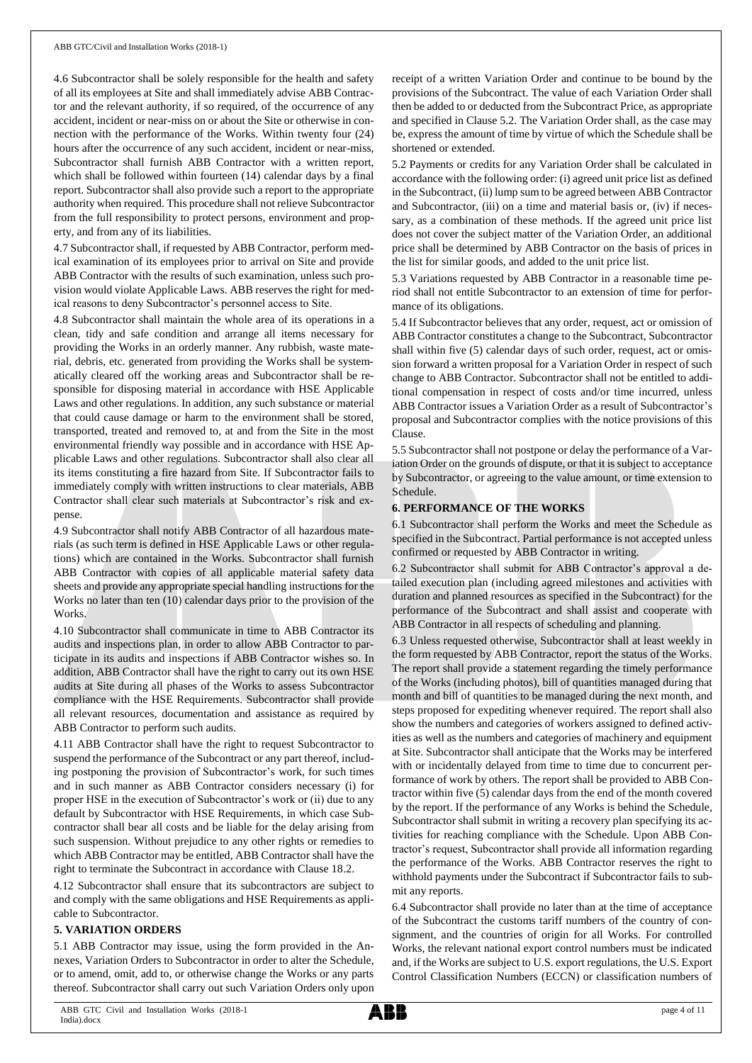4.6 Subcontractor shall be solely responsible for the health and safety of all its employees at Site and shall immediately advise ABB Contractor and the relevant authority, if so required, of the occurrence of any accident, incident or near-miss on or about the Site or otherwise in connection with the performance of the Works. Within twenty four (24) hours after the occurrence of any such accident, incident or near-miss, Subcontractor shall furnish ABB Contractor with a written report, which shall be followed within fourteen (14) calendar days by a final report. Subcontractor shall also provide such a report to the appropriate authority when required. This procedure shall not relieve Subcontractor from the full responsibility to protect persons, environment and property, and from any of its liabilities.

4.7 Subcontractor shall, if requested by ABB Contractor, perform medical examination of its employees prior to arrival on Site and provide ABB Contractor with the results of such examination, unless such provision would violate Applicable Laws. ABB reserves the right for medical reasons to deny Subcontractor's personnel access to Site.

4.8 Subcontractor shall maintain the whole area of its operations in a clean, tidy and safe condition and arrange all items necessary for providing the Works in an orderly manner. Any rubbish, waste material, debris, etc. generated from providing the Works shall be systematically cleared off the working areas and Subcontractor shall be responsible for disposing material in accordance with HSE Applicable Laws and other regulations. In addition, any such substance or material that could cause damage or harm to the environment shall be stored, transported, treated and removed to, at and from the Site in the most environmental friendly way possible and in accordance with HSE Applicable Laws and other regulations. Subcontractor shall also clear all its items constituting a fire hazard from Site. If Subcontractor fails to immediately comply with written instructions to clear materials, ABB Contractor shall clear such materials at Subcontractor's risk and expense.

4.9 Subcontractor shall notify ABB Contractor of all hazardous materials (as such term is defined in HSE Applicable Laws or other regulations) which are contained in the Works. Subcontractor shall furnish ABB Contractor with copies of all applicable material safety data sheets and provide any appropriate special handling instructions for the Works no later than ten (10) calendar days prior to the provision of the Works.

4.10 Subcontractor shall communicate in time to ABB Contractor its audits and inspections plan, in order to allow ABB Contractor to participate in its audits and inspections if ABB Contractor wishes so. In addition, ABB Contractor shall have the right to carry out its own HSE audits at Site during all phases of the Works to assess Subcontractor compliance with the HSE Requirements. Subcontractor shall provide all relevant resources, documentation and assistance as required by ABB Contractor to perform such audits.

4.11 ABB Contractor shall have the right to request Subcontractor to suspend the performance of the Subcontract or any part thereof, including postponing the provision of Subcontractor's work, for such times and in such manner as ABB Contractor considers necessary (i) for proper HSE in the execution of Subcontractor's work or (ii) due to any default by Subcontractor with HSE Requirements, in which case Subcontractor shall bear all costs and be liable for the delay arising from such suspension. Without prejudice to any other rights or remedies to which ABB Contractor may be entitled, ABB Contractor shall have the right to terminate the Subcontract in accordance with Clause 18.2.

4.12 Subcontractor shall ensure that its subcontractors are subject to and comply with the same obligations and HSE Requirements as applicable to Subcontractor.

## 5. VARIATION ORDERS

5.1 ABB Contractor may issue, using the form provided in the Annexes, Variation Orders to Subcontractor in order to alter the Schedule, or to amend, omit, add to, or otherwise change the Works or any parts thereof. Subcontractor shall carry out such Variation Orders only upon receipt of a written Variation Order and continue to be bound by the provisions of the Subcontract. The value of each Variation Order shall then be added to or deducted from the Subcontract Price, as appropriate and specified in Clause 5.2. The Variation Order shall, as the case may be, express the amount of time by virtue of which the Schedule shall be shortened or extended.

5.2 Payments or credits for any Variation Order shall be calculated in accordance with the following order: (i) agreed unit price list as defined in the Subcontract, (ii) lump sum to be agreed between ABB Contractor and Subcontractor, (iii) on a time and material basis or, (iv) if necessary, as a combination of these methods. If the agreed unit price list does not cover the subject matter of the Variation Order, an additional price shall be determined by ABB Contractor on the basis of prices in the list for similar goods, and added to the unit price list.

5.3 Variations requested by ABB Contractor in a reasonable time period shall not entitle Subcontractor to an extension of time for performance of its obligations.

5.4 If Subcontractor believes that any order, request, act or omission of ABB Contractor constitutes a change to the Subcontract, Subcontractor shall within five (5) calendar days of such order, request, act or omission forward a written proposal for a Variation Order in respect of such change to ABB Contractor. Subcontractor shall not be entitled to additional compensation in respect of costs and/or time incurred, unless ABB Contractor issues a Variation Order as a result of Subcontractor's proposal and Subcontractor complies with the notice provisions of this Clause.

5.5 Subcontractor shall not postpone or delay the performance of a Variation Order on the grounds of dispute, or that it is subject to acceptance by Subcontractor, or agreeing to the value amount, or time extension to Schedule.

## 6. PERFORMANCE OF THE WORKS

6.1 Subcontractor shall perform the Works and meet the Schedule as specified in the Subcontract. Partial performance is not accepted unless confirmed or requested by ABB Contractor in writing.

6.2 Subcontractor shall submit for ABB Contractor's approval a detailed execution plan (including agreed milestones and activities with duration and planned resources as specified in the Subcontract) for the performance of the Subcontract and shall assist and cooperate with ABB Contractor in all respects of scheduling and planning.

6.3 Unless requested otherwise, Subcontractor shall at least weekly in the form requested by ABB Contractor, report the status of the Works. The report shall provide a statement regarding the timely performance of the Works (including photos), bill of quantities managed during that month and bill of quantities to be managed during the next month, and steps proposed for expediting whenever required. The report shall also show the numbers and categories of workers assigned to defined activities as well as the numbers and categories of machinery and equipment at Site. Subcontractor shall anticipate that the Works may be interfered with or incidentally delayed from time to time due to concurrent performance of work by others. The report shall be provided to ABB Contractor within five (5) calendar days from the end of the month covered by the report. If the performance of any Works is behind the Schedule, Subcontractor shall submit in writing a recovery plan specifying its activities for reaching compliance with the Schedule. Upon ABB Contractor's request, Subcontractor shall provide all information regarding the performance of the Works. ABB Contractor reserves the right to withhold payments under the Subcontract if Subcontractor fails to submit any reports.

6.4 Subcontractor shall provide no later than at the time of acceptance of the Subcontract the customs tariff numbers of the country of consignment, and the countries of origin for all Works. For controlled Works, the relevant national export control numbers must be indicated and, if the Works are subject to U.S. export regulations, the U.S. Export Control Classification Numbers (ECCN) or classification numbers of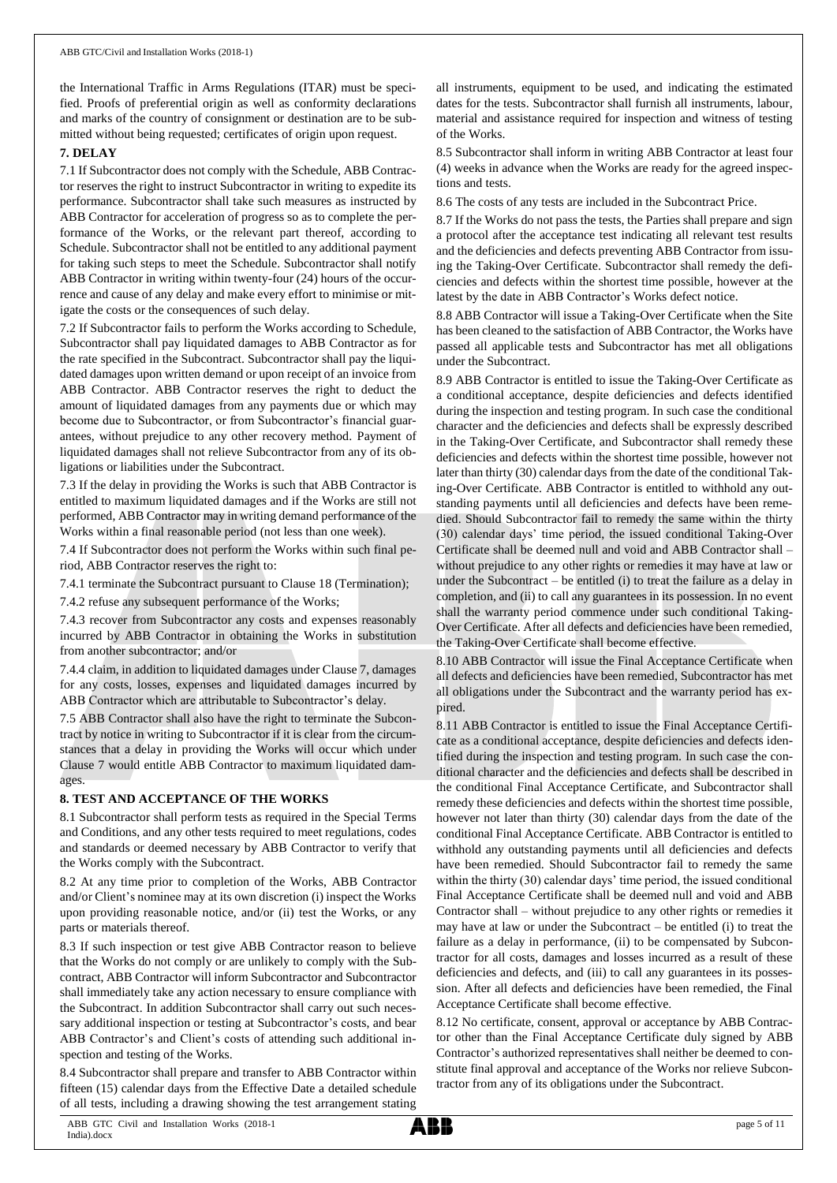the International Traffic in Arms Regulations (ITAR) must be specified. Proofs of preferential origin as well as conformity declarations and marks of the country of consignment or destination are to be submitted without being requested; certificates of origin upon request.

**7. DELAY**

7.1 If Subcontractor does not comply with the Schedule, ABB Contractor reserves the right to instruct Subcontractor in writing to expedite its performance. Subcontractor shall take such measures as instructed by ABB Contractor for acceleration of progress so as to complete the performance of the Works, or the relevant part thereof, according to Schedule. Subcontractor shall not be entitled to any additional payment for taking such steps to meet the Schedule. Subcontractor shall notify ABB Contractor in writing within twenty-four (24) hours of the occurrence and cause of any delay and make every effort to minimise or mitigate the costs or the consequences of such delay.

7.2 If Subcontractor fails to perform the Works according to Schedule, Subcontractor shall pay liquidated damages to ABB Contractor as for the rate specified in the Subcontract. Subcontractor shall pay the liquidated damages upon written demand or upon receipt of an invoice from ABB Contractor. ABB Contractor reserves the right to deduct the amount of liquidated damages from any payments due or which may become due to Subcontractor, or from Subcontractor's financial guarantees, without prejudice to any other recovery method. Payment of liquidated damages shall not relieve Subcontractor from any of its obligations or liabilities under the Subcontract.

7.3 If the delay in providing the Works is such that ABB Contractor is entitled to maximum liquidated damages and if the Works are still not performed, ABB Contractor may in writing demand performance of the Works within a final reasonable period (not less than one week).

7.4 If Subcontractor does not perform the Works within such final period, ABB Contractor reserves the right to:

7.4.1 terminate the Subcontract pursuant to Clause 18 (Termination);

7.4.2 refuse any subsequent performance of the Works;

7.4.3 recover from Subcontractor any costs and expenses reasonably incurred by ABB Contractor in obtaining the Works in substitution from another subcontractor; and/or

7.4.4 claim, in addition to liquidated damages under Clause 7, damages for any costs, losses, expenses and liquidated damages incurred by ABB Contractor which are attributable to Subcontractor's delay.

7.5 ABB Contractor shall also have the right to terminate the Subcontract by notice in writing to Subcontractor if it is clear from the circumstances that a delay in providing the Works will occur which under Clause 7 would entitle ABB Contractor to maximum liquidated damages.

**8. TEST AND ACCEPTANCE OF THE WORKS**

8.1 Subcontractor shall perform tests as required in the Special Terms and Conditions, and any other tests required to meet regulations, codes and standards or deemed necessary by ABB Contractor to verify that the Works comply with the Subcontract.

8.2 At any time prior to completion of the Works, ABB Contractor and/or Client's nominee may at its own discretion (i) inspect the Works upon providing reasonable notice, and/or (ii) test the Works, or any parts or materials thereof.

8.3 If such inspection or test give ABB Contractor reason to believe that the Works do not comply or are unlikely to comply with the Subcontract, ABB Contractor will inform Subcontractor and Subcontractor shall immediately take any action necessary to ensure compliance with the Subcontract. In addition Subcontractor shall carry out such necessary additional inspection or testing at Subcontractor's costs, and bear ABB Contractor's and Client's costs of attending such additional inspection and testing of the Works.

8.4 Subcontractor shall prepare and transfer to ABB Contractor within fifteen (15) calendar days from the Effective Date a detailed schedule of all tests, including a drawing showing the test arrangement stating all instruments, equipment to be used, and indicating the estimated dates for the tests. Subcontractor shall furnish all instruments, labour, material and assistance required for inspection and witness of testing of the Works.

8.5 Subcontractor shall inform in writing ABB Contractor at least four (4) weeks in advance when the Works are ready for the agreed inspections and tests.

8.6 The costs of any tests are included in the Subcontract Price.

8.7 If the Works do not pass the tests, the Parties shall prepare and sign a protocol after the acceptance test indicating all relevant test results and the deficiencies and defects preventing ABB Contractor from issuing the Taking-Over Certificate. Subcontractor shall remedy the deficiencies and defects within the shortest time possible, however at the latest by the date in ABB Contractor's Works defect notice.

8.8 ABB Contractor will issue a Taking-Over Certificate when the Site has been cleaned to the satisfaction of ABB Contractor, the Works have passed all applicable tests and Subcontractor has met all obligations under the Subcontract.

8.9 ABB Contractor is entitled to issue the Taking-Over Certificate as a conditional acceptance, despite deficiencies and defects identified during the inspection and testing program. In such case the conditional character and the deficiencies and defects shall be expressly described in the Taking-Over Certificate, and Subcontractor shall remedy these deficiencies and defects within the shortest time possible, however not later than thirty (30) calendar days from the date of the conditional Taking-Over Certificate. ABB Contractor is entitled to withhold any outstanding payments until all deficiencies and defects have been remedied. Should Subcontractor fail to remedy the same within the thirty (30) calendar days' time period, the issued conditional Taking-Over Certificate shall be deemed null and void and ABB Contractor shall – without prejudice to any other rights or remedies it may have at law or under the Subcontract – be entitled (i) to treat the failure as a delay in completion, and (ii) to call any guarantees in its possession. In no event shall the warranty period commence under such conditional Taking-Over Certificate. After all defects and deficiencies have been remedied, the Taking-Over Certificate shall become effective.

8.10 ABB Contractor will issue the Final Acceptance Certificate when all defects and deficiencies have been remedied, Subcontractor has met all obligations under the Subcontract and the warranty period has expired.

8.11 ABB Contractor is entitled to issue the Final Acceptance Certificate as a conditional acceptance, despite deficiencies and defects identified during the inspection and testing program. In such case the conditional character and the deficiencies and defects shall be described in the conditional Final Acceptance Certificate, and Subcontractor shall remedy these deficiencies and defects within the shortest time possible, however not later than thirty (30) calendar days from the date of the conditional Final Acceptance Certificate. ABB Contractor is entitled to withhold any outstanding payments until all deficiencies and defects have been remedied. Should Subcontractor fail to remedy the same within the thirty (30) calendar days' time period, the issued conditional Final Acceptance Certificate shall be deemed null and void and ABB Contractor shall – without prejudice to any other rights or remedies it may have at law or under the Subcontract – be entitled (i) to treat the failure as a delay in performance, (ii) to be compensated by Subcontractor for all costs, damages and losses incurred as a result of these deficiencies and defects, and (iii) to call any guarantees in its possession. After all defects and deficiencies have been remedied, the Final Acceptance Certificate shall become effective.

8.12 No certificate, consent, approval or acceptance by ABB Contractor other than the Final Acceptance Certificate duly signed by ABB Contractor's authorized representatives shall neither be deemed to constitute final approval and acceptance of the Works nor relieve Subcontractor from any of its obligations under the Subcontract.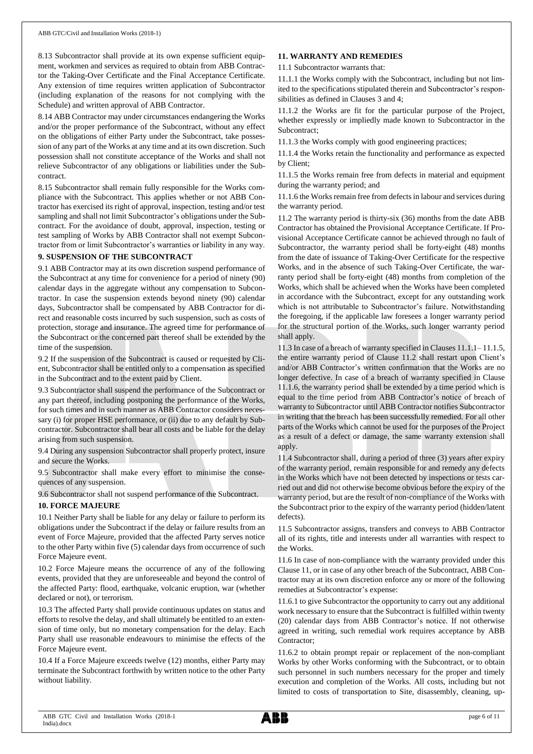8.13 Subcontractor shall provide at its own expense sufficient equipment, workmen and services as required to obtain from ABB Contractor the Taking-Over Certificate and the Final Acceptance Certificate. Any extension of time requires written application of Subcontractor (including explanation of the reasons for not complying with the Schedule) and written approval of ABB Contractor.

8.14 ABB Contractor may under circumstances endangering the Works and/or the proper performance of the Subcontract, without any effect on the obligations of either Party under the Subcontract, take possession of any part of the Works at any time and at its own discretion. Such possession shall not constitute acceptance of the Works and shall not relieve Subcontractor of any obligations or liabilities under the Subcontract.

8.15 Subcontractor shall remain fully responsible for the Works compliance with the Subcontract. This applies whether or not ABB Contractor has exercised its right of approval, inspection, testing and/or test sampling and shall not limit Subcontractor's obligations under the Subcontract. For the avoidance of doubt, approval, inspection, testing or test sampling of Works by ABB Contractor shall not exempt Subcontractor from or limit Subcontractor's warranties or liability in any way.

## 9. SUSPENSION OF THE SUBCONTRACT

9.1 ABB Contractor may at its own discretion suspend performance of the Subcontract at any time for convenience for a period of ninety (90) calendar days in the aggregate without any compensation to Subcontractor. In case the suspension extends beyond ninety (90) calendar days, Subcontractor shall be compensated by ABB Contractor for direct and reasonable costs incurred by such suspension, such as costs of protection, storage and insurance. The agreed time for performance of the Subcontract or the concerned part thereof shall be extended by the time of the suspension.

9.2 If the suspension of the Subcontract is caused or requested by Client, Subcontractor shall be entitled only to a compensation as specified in the Subcontract and to the extent paid by Client.

9.3 Subcontractor shall suspend the performance of the Subcontract or any part thereof, including postponing the performance of the Works, for such times and in such manner as ABB Contractor considers necessary (i) for proper HSE performance, or (ii) due to any default by Subcontractor. Subcontractor shall bear all costs and be liable for the delay arising from such suspension.

9.4 During any suspension Subcontractor shall properly protect, insure and secure the Works.

9.5 Subcontractor shall make every effort to minimise the consequences of any suspension.

9.6 Subcontractor shall not suspend performance of the Subcontract.

## 10. FORCE MAJEURE

10.1 Neither Party shall be liable for any delay or failure to perform its obligations under the Subcontract if the delay or failure results from an event of Force Majeure, provided that the affected Party serves notice to the other Party within five (5) calendar days from occurrence of such Force Majeure event.

10.2 Force Majeure means the occurrence of any of the following events, provided that they are unforeseeable and beyond the control of the affected Party: flood, earthquake, volcanic eruption, war (whether declared or not), or terrorism.

10.3 The affected Party shall provide continuous updates on status and efforts to resolve the delay, and shall ultimately be entitled to an extension of time only, but no monetary compensation for the delay. Each Party shall use reasonable endeavours to minimise the effects of the Force Majeure event.

10.4 If a Force Majeure exceeds twelve (12) months, either Party may terminate the Subcontract forthwith by written notice to the other Party without liability.

## 11. WARRANTY AND REMEDIES

11.1 Subcontractor warrants that:

11.1.1 the Works comply with the Subcontract, including but not limited to the specifications stipulated therein and Subcontractor's responsibilities as defined in Clauses 3 and 4;

11.1.2 the Works are fit for the particular purpose of the Project, whether expressly or impliedly made known to Subcontractor in the Subcontract;

11.1.3 the Works comply with good engineering practices;

11.1.4 the Works retain the functionality and performance as expected by Client;

11.1.5 the Works remain free from defects in material and equipment during the warranty period; and

11.1.6 the Works remain free from defects in labour and services during the warranty period.

11.2 The warranty period is thirty-six (36) months from the date ABB Contractor has obtained the Provisional Acceptance Certificate. If Provisional Acceptance Certificate cannot be achieved through no fault of Subcontractor, the warranty period shall be forty-eight (48) months from the date of issuance of Taking-Over Certificate for the respective Works, and in the absence of such Taking-Over Certificate, the warranty period shall be forty-eight (48) months from completion of the Works, which shall be achieved when the Works have been completed in accordance with the Subcontract, except for any outstanding work which is not attributable to Subcontractor's failure. Notwithstanding the foregoing, if the applicable law foresees a longer warranty period for the structural portion of the Works, such longer warranty period shall apply.

11.3 In case of a breach of warranty specified in Clauses 11.1.1– 11.1.5, the entire warranty period of Clause 11.2 shall restart upon Client's and/or ABB Contractor's written confirmation that the Works are no longer defective. In case of a breach of warranty specified in Clause 11.1.6, the warranty period shall be extended by a time period which is equal to the time period from ABB Contractor's notice of breach of warranty to Subcontractor until ABB Contractor notifies Subcontractor in writing that the breach has been successfully remedied. For all other parts of the Works which cannot be used for the purposes of the Project as a result of a defect or damage, the same warranty extension shall apply.

11.4 Subcontractor shall, during a period of three (3) years after expiry of the warranty period, remain responsible for and remedy any defects in the Works which have not been detected by inspections or tests carried out and did not otherwise become obvious before the expiry of the warranty period, but are the result of non-compliance of the Works with the Subcontract prior to the expiry of the warranty period (hidden/latent defects).

11.5 Subcontractor assigns, transfers and conveys to ABB Contractor all of its rights, title and interests under all warranties with respect to the Works.

11.6 In case of non-compliance with the warranty provided under this Clause 11, or in case of any other breach of the Subcontract, ABB Contractor may at its own discretion enforce any or more of the following remedies at Subcontractor's expense:

11.6.1 to give Subcontractor the opportunity to carry out any additional work necessary to ensure that the Subcontract is fulfilled within twenty (20) calendar days from ABB Contractor's notice. If not otherwise agreed in writing, such remedial work requires acceptance by ABB Contractor;

11.6.2 to obtain prompt repair or replacement of the non-compliant Works by other Works conforming with the Subcontract, or to obtain such personnel in such numbers necessary for the proper and timely execution and completion of the Works. All costs, including but not limited to costs of transportation to Site, disassembly, cleaning, up-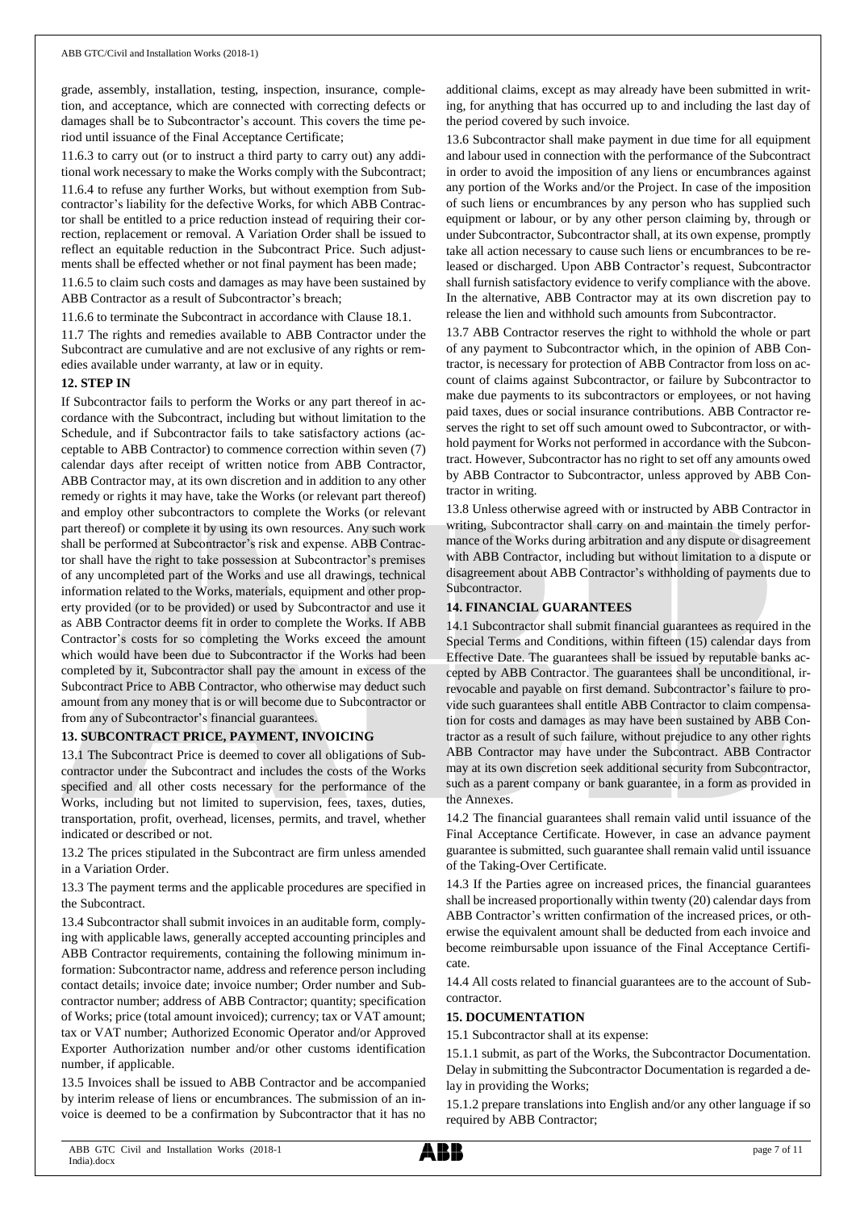grade, assembly, installation, testing, inspection, insurance, completion, and acceptance, which are connected with correcting defects or damages shall be to Subcontractor's account. This covers the time period until issuance of the Final Acceptance Certificate;

11.6.3 to carry out (or to instruct a third party to carry out) any additional work necessary to make the Works comply with the Subcontract;

11.6.4 to refuse any further Works, but without exemption from Subcontractor's liability for the defective Works, for which ABB Contractor shall be entitled to a price reduction instead of requiring their correction, replacement or removal. A Variation Order shall be issued to reflect an equitable reduction in the Subcontract Price. Such adjustments shall be effected whether or not final payment has been made;

11.6.5 to claim such costs and damages as may have been sustained by ABB Contractor as a result of Subcontractor's breach;

11.6.6 to terminate the Subcontract in accordance with Clause 18.1.

11.7 The rights and remedies available to ABB Contractor under the Subcontract are cumulative and are not exclusive of any rights or remedies available under warranty, at law or in equity.

## 12. STEP IN

If Subcontractor fails to perform the Works or any part thereof in accordance with the Subcontract, including but without limitation to the Schedule, and if Subcontractor fails to take satisfactory actions (acceptable to ABB Contractor) to commence correction within seven (7) calendar days after receipt of written notice from ABB Contractor, ABB Contractor may, at its own discretion and in addition to any other remedy or rights it may have, take the Works (or relevant part thereof) and employ other subcontractors to complete the Works (or relevant part thereof) or complete it by using its own resources. Any such work shall be performed at Subcontractor's risk and expense. ABB Contractor shall have the right to take possession at Subcontractor's premises of any uncompleted part of the Works and use all drawings, technical information related to the Works, materials, equipment and other property provided (or to be provided) or used by Subcontractor and use it as ABB Contractor deems fit in order to complete the Works. If ABB Contractor's costs for so completing the Works exceed the amount which would have been due to Subcontractor if the Works had been completed by it, Subcontractor shall pay the amount in excess of the Subcontract Price to ABB Contractor, who otherwise may deduct such amount from any money that is or will become due to Subcontractor or from any of Subcontractor's financial guarantees.

## 13. SUBCONTRACT PRICE, PAYMENT, INVOICING

13.1 The Subcontract Price is deemed to cover all obligations of Subcontractor under the Subcontract and includes the costs of the Works specified and all other costs necessary for the performance of the Works, including but not limited to supervision, fees, taxes, duties, transportation, profit, overhead, licenses, permits, and travel, whether indicated or described or not.

13.2 The prices stipulated in the Subcontract are firm unless amended in a Variation Order.

13.3 The payment terms and the applicable procedures are specified in the Subcontract.

13.4 Subcontractor shall submit invoices in an auditable form, complying with applicable laws, generally accepted accounting principles and ABB Contractor requirements, containing the following minimum information: Subcontractor name, address and reference person including contact details; invoice date; invoice number; Order number and Subcontractor number; address of ABB Contractor; quantity; specification of Works; price (total amount invoiced); currency; tax or VAT amount; tax or VAT number; Authorized Economic Operator and/or Approved Exporter Authorization number and/or other customs identification number, if applicable.

13.5 Invoices shall be issued to ABB Contractor and be accompanied by interim release of liens or encumbrances. The submission of an invoice is deemed to be a confirmation by Subcontractor that it has no additional claims, except as may already have been submitted in writing, for anything that has occurred up to and including the last day of the period covered by such invoice.

13.6 Subcontractor shall make payment in due time for all equipment and labour used in connection with the performance of the Subcontract in order to avoid the imposition of any liens or encumbrances against any portion of the Works and/or the Project. In case of the imposition of such liens or encumbrances by any person who has supplied such equipment or labour, or by any other person claiming by, through or under Subcontractor, Subcontractor shall, at its own expense, promptly take all action necessary to cause such liens or encumbrances to be released or discharged. Upon ABB Contractor's request, Subcontractor shall furnish satisfactory evidence to verify compliance with the above. In the alternative, ABB Contractor may at its own discretion pay to release the lien and withhold such amounts from Subcontractor.

13.7 ABB Contractor reserves the right to withhold the whole or part of any payment to Subcontractor which, in the opinion of ABB Contractor, is necessary for protection of ABB Contractor from loss on account of claims against Subcontractor, or failure by Subcontractor to make due payments to its subcontractors or employees, or not having paid taxes, dues or social insurance contributions. ABB Contractor reserves the right to set off such amount owed to Subcontractor, or withhold payment for Works not performed in accordance with the Subcontract. However, Subcontractor has no right to set off any amounts owed by ABB Contractor to Subcontractor, unless approved by ABB Contractor in writing.

13.8 Unless otherwise agreed with or instructed by ABB Contractor in writing, Subcontractor shall carry on and maintain the timely performance of the Works during arbitration and any dispute or disagreement with ABB Contractor, including but without limitation to a dispute or disagreement about ABB Contractor's withholding of payments due to Subcontractor.

## 14. FINANCIAL GUARANTEES

14.1 Subcontractor shall submit financial guarantees as required in the Special Terms and Conditions, within fifteen (15) calendar days from Effective Date. The guarantees shall be issued by reputable banks accepted by ABB Contractor. The guarantees shall be unconditional, irrevocable and payable on first demand. Subcontractor's failure to provide such guarantees shall entitle ABB Contractor to claim compensation for costs and damages as may have been sustained by ABB Contractor as a result of such failure, without prejudice to any other rights ABB Contractor may have under the Subcontract. ABB Contractor may at its own discretion seek additional security from Subcontractor, such as a parent company or bank guarantee, in a form as provided in the Annexes.

14.2 The financial guarantees shall remain valid until issuance of the Final Acceptance Certificate. However, in case an advance payment guarantee is submitted, such guarantee shall remain valid until issuance of the Taking-Over Certificate.

14.3 If the Parties agree on increased prices, the financial guarantees shall be increased proportionally within twenty (20) calendar days from ABB Contractor's written confirmation of the increased prices, or otherwise the equivalent amount shall be deducted from each invoice and become reimbursable upon issuance of the Final Acceptance Certificate.

14.4 All costs related to financial guarantees are to the account of Subcontractor.

## 15. DOCUMENTATION

15.1 Subcontractor shall at its expense:

15.1.1 submit, as part of the Works, the Subcontractor Documentation. Delay in submitting the Subcontractor Documentation is regarded a delay in providing the Works;

15.1.2 prepare translations into English and/or any other language if so required by ABB Contractor;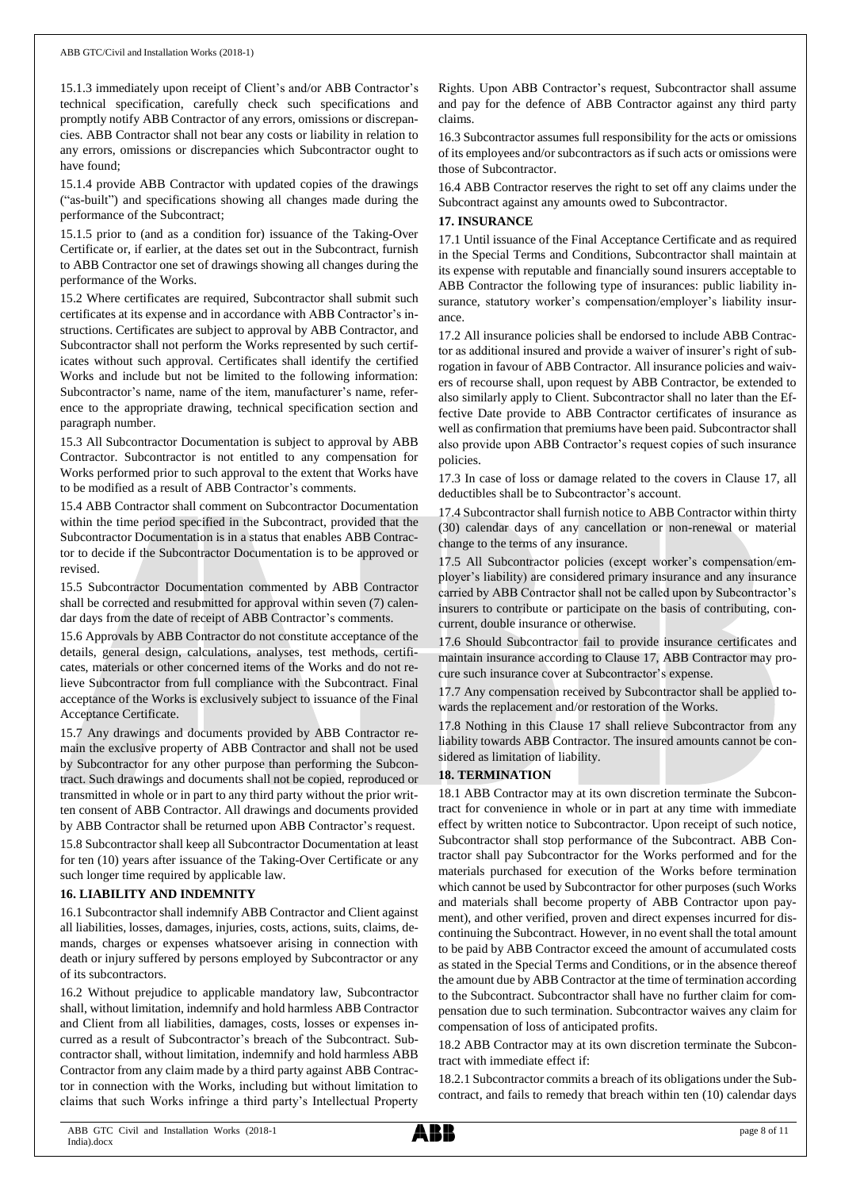15.1.3 immediately upon receipt of Client's and/or ABB Contractor's technical specification, carefully check such specifications and promptly notify ABB Contractor of any errors, omissions or discrepancies. ABB Contractor shall not bear any costs or liability in relation to any errors, omissions or discrepancies which Subcontractor ought to have found;

15.1.4 provide ABB Contractor with updated copies of the drawings ("as-built") and specifications showing all changes made during the performance of the Subcontract;

15.1.5 prior to (and as a condition for) issuance of the Taking-Over Certificate or, if earlier, at the dates set out in the Subcontract, furnish to ABB Contractor one set of drawings showing all changes during the performance of the Works.

15.2 Where certificates are required, Subcontractor shall submit such certificates at its expense and in accordance with ABB Contractor's instructions. Certificates are subject to approval by ABB Contractor, and Subcontractor shall not perform the Works represented by such certificates without such approval. Certificates shall identify the certified Works and include but not be limited to the following information: Subcontractor's name, name of the item, manufacturer's name, reference to the appropriate drawing, technical specification section and paragraph number.

15.3 All Subcontractor Documentation is subject to approval by ABB Contractor. Subcontractor is not entitled to any compensation for Works performed prior to such approval to the extent that Works have to be modified as a result of ABB Contractor's comments.

15.4 ABB Contractor shall comment on Subcontractor Documentation within the time period specified in the Subcontract, provided that the Subcontractor Documentation is in a status that enables ABB Contractor to decide if the Subcontractor Documentation is to be approved or revised.

15.5 Subcontractor Documentation commented by ABB Contractor shall be corrected and resubmitted for approval within seven (7) calendar days from the date of receipt of ABB Contractor's comments.

15.6 Approvals by ABB Contractor do not constitute acceptance of the details, general design, calculations, analyses, test methods, certificates, materials or other concerned items of the Works and do not relieve Subcontractor from full compliance with the Subcontract. Final acceptance of the Works is exclusively subject to issuance of the Final Acceptance Certificate.

15.7 Any drawings and documents provided by ABB Contractor remain the exclusive property of ABB Contractor and shall not be used by Subcontractor for any other purpose than performing the Subcontract. Such drawings and documents shall not be copied, reproduced or transmitted in whole or in part to any third party without the prior written consent of ABB Contractor. All drawings and documents provided by ABB Contractor shall be returned upon ABB Contractor's request.

15.8 Subcontractor shall keep all Subcontractor Documentation at least for ten (10) years after issuance of the Taking-Over Certificate or any such longer time required by applicable law.

## 16. LIABILITY AND INDEMNITY

16.1 Subcontractor shall indemnify ABB Contractor and Client against all liabilities, losses, damages, injuries, costs, actions, suits, claims, demands, charges or expenses whatsoever arising in connection with death or injury suffered by persons employed by Subcontractor or any of its subcontractors.

16.2 Without prejudice to applicable mandatory law, Subcontractor shall, without limitation, indemnify and hold harmless ABB Contractor and Client from all liabilities, damages, costs, losses or expenses incurred as a result of Subcontractor's breach of the Subcontract. Subcontractor shall, without limitation, indemnify and hold harmless ABB Contractor from any claim made by a third party against ABB Contractor in connection with the Works, including but without limitation to claims that such Works infringe a third party's Intellectual Property Rights. Upon ABB Contractor's request, Subcontractor shall assume and pay for the defence of ABB Contractor against any third party claims.

16.3 Subcontractor assumes full responsibility for the acts or omissions of its employees and/or subcontractors as if such acts or omissions were those of Subcontractor.

16.4 ABB Contractor reserves the right to set off any claims under the Subcontract against any amounts owed to Subcontractor.

## 17. INSURANCE

17.1 Until issuance of the Final Acceptance Certificate and as required in the Special Terms and Conditions, Subcontractor shall maintain at its expense with reputable and financially sound insurers acceptable to ABB Contractor the following type of insurances: public liability insurance, statutory worker's compensation/employer's liability insurance.

17.2 All insurance policies shall be endorsed to include ABB Contractor as additional insured and provide a waiver of insurer's right of subrogation in favour of ABB Contractor. All insurance policies and waivers of recourse shall, upon request by ABB Contractor, be extended to also similarly apply to Client. Subcontractor shall no later than the Effective Date provide to ABB Contractor certificates of insurance as well as confirmation that premiums have been paid. Subcontractor shall also provide upon ABB Contractor's request copies of such insurance policies.

17.3 In case of loss or damage related to the covers in Clause 17, all deductibles shall be to Subcontractor's account.

17.4 Subcontractor shall furnish notice to ABB Contractor within thirty (30) calendar days of any cancellation or non-renewal or material change to the terms of any insurance.

17.5 All Subcontractor policies (except worker's compensation/employer's liability) are considered primary insurance and any insurance carried by ABB Contractor shall not be called upon by Subcontractor's insurers to contribute or participate on the basis of contributing, concurrent, double insurance or otherwise.

17.6 Should Subcontractor fail to provide insurance certificates and maintain insurance according to Clause 17, ABB Contractor may procure such insurance cover at Subcontractor's expense.

17.7 Any compensation received by Subcontractor shall be applied towards the replacement and/or restoration of the Works.

17.8 Nothing in this Clause 17 shall relieve Subcontractor from any liability towards ABB Contractor. The insured amounts cannot be considered as limitation of liability.

## 18. TERMINATION

18.1 ABB Contractor may at its own discretion terminate the Subcontract for convenience in whole or in part at any time with immediate effect by written notice to Subcontractor. Upon receipt of such notice, Subcontractor shall stop performance of the Subcontract. ABB Contractor shall pay Subcontractor for the Works performed and for the materials purchased for execution of the Works before termination which cannot be used by Subcontractor for other purposes (such Works and materials shall become property of ABB Contractor upon payment), and other verified, proven and direct expenses incurred for discontinuing the Subcontract. However, in no event shall the total amount to be paid by ABB Contractor exceed the amount of accumulated costs as stated in the Special Terms and Conditions, or in the absence thereof the amount due by ABB Contractor at the time of termination according to the Subcontract. Subcontractor shall have no further claim for compensation due to such termination. Subcontractor waives any claim for compensation of loss of anticipated profits.

18.2 ABB Contractor may at its own discretion terminate the Subcontract with immediate effect if:

18.2.1 Subcontractor commits a breach of its obligations under the Subcontract, and fails to remedy that breach within ten (10) calendar days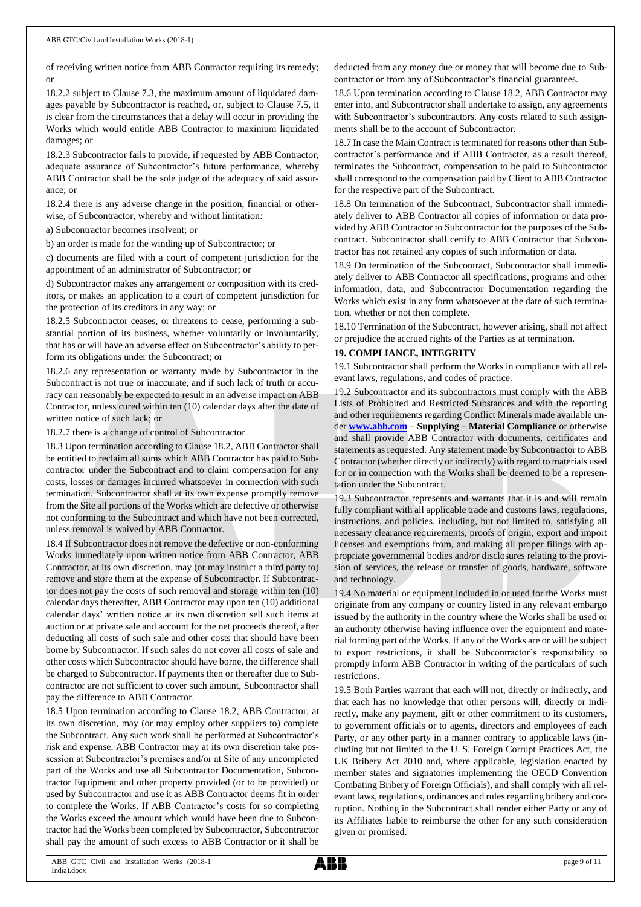of receiving written notice from ABB Contractor requiring its remedy; or

18.2.2 subject to Clause 7.3, the maximum amount of liquidated damages payable by Subcontractor is reached, or, subject to Clause 7.5, it is clear from the circumstances that a delay will occur in providing the Works which would entitle ABB Contractor to maximum liquidated damages; or

18.2.3 Subcontractor fails to provide, if requested by ABB Contractor, adequate assurance of Subcontractor's future performance, whereby ABB Contractor shall be the sole judge of the adequacy of said assurance; or

18.2.4 there is any adverse change in the position, financial or otherwise, of Subcontractor, whereby and without limitation:

a) Subcontractor becomes insolvent; or

b) an order is made for the winding up of Subcontractor; or

c) documents are filed with a court of competent jurisdiction for the appointment of an administrator of Subcontractor; or

d) Subcontractor makes any arrangement or composition with its creditors, or makes an application to a court of competent jurisdiction for the protection of its creditors in any way; or

18.2.5 Subcontractor ceases, or threatens to cease, performing a substantial portion of its business, whether voluntarily or involuntarily, that has or will have an adverse effect on Subcontractor's ability to perform its obligations under the Subcontract; or

18.2.6 any representation or warranty made by Subcontractor in the Subcontract is not true or inaccurate, and if such lack of truth or accuracy can reasonably be expected to result in an adverse impact on ABB Contractor, unless cured within ten (10) calendar days after the date of written notice of such lack; or

18.2.7 there is a change of control of Subcontractor.

18.3 Upon termination according to Clause 18.2, ABB Contractor shall be entitled to reclaim all sums which ABB Contractor has paid to Subcontractor under the Subcontract and to claim compensation for any costs, losses or damages incurred whatsoever in connection with such termination. Subcontractor shall at its own expense promptly remove from the Site all portions of the Works which are defective or otherwise not conforming to the Subcontract and which have not been corrected, unless removal is waived by ABB Contractor.

18.4 If Subcontractor does not remove the defective or non-conforming Works immediately upon written notice from ABB Contractor, ABB Contractor, at its own discretion, may (or may instruct a third party to) remove and store them at the expense of Subcontractor. If Subcontractor does not pay the costs of such removal and storage within ten (10) calendar days thereafter, ABB Contractor may upon ten (10) additional calendar days' written notice at its own discretion sell such items at auction or at private sale and account for the net proceeds thereof, after deducting all costs of such sale and other costs that should have been borne by Subcontractor. If such sales do not cover all costs of sale and other costs which Subcontractor should have borne, the difference shall be charged to Subcontractor. If payments then or thereafter due to Subcontractor are not sufficient to cover such amount, Subcontractor shall pay the difference to ABB Contractor.

18.5 Upon termination according to Clause 18.2, ABB Contractor, at its own discretion, may (or may employ other suppliers to) complete the Subcontract. Any such work shall be performed at Subcontractor's risk and expense. ABB Contractor may at its own discretion take possession at Subcontractor's premises and/or at Site of any uncompleted part of the Works and use all Subcontractor Documentation, Subcontractor Equipment and other property provided (or to be provided) or used by Subcontractor and use it as ABB Contractor deems fit in order to complete the Works. If ABB Contractor's costs for so completing the Works exceed the amount which would have been due to Subcontractor had the Works been completed by Subcontractor, Subcontractor shall pay the amount of such excess to ABB Contractor or it shall be deducted from any money due or money that will become due to Subcontractor or from any of Subcontractor's financial guarantees.

18.6 Upon termination according to Clause 18.2, ABB Contractor may enter into, and Subcontractor shall undertake to assign, any agreements with Subcontractor's subcontractors. Any costs related to such assignments shall be to the account of Subcontractor.

18.7 In case the Main Contract is terminated for reasons other than Subcontractor's performance and if ABB Contractor, as a result thereof, terminates the Subcontract, compensation to be paid to Subcontractor shall correspond to the compensation paid by Client to ABB Contractor for the respective part of the Subcontract.

18.8 On termination of the Subcontract, Subcontractor shall immediately deliver to ABB Contractor all copies of information or data provided by ABB Contractor to Subcontractor for the purposes of the Subcontract. Subcontractor shall certify to ABB Contractor that Subcontractor has not retained any copies of such information or data.

18.9 On termination of the Subcontract, Subcontractor shall immediately deliver to ABB Contractor all specifications, programs and other information, data, and Subcontractor Documentation regarding the Works which exist in any form whatsoever at the date of such termination, whether or not then complete.

18.10 Termination of the Subcontract, however arising, shall not affect or prejudice the accrued rights of the Parties as at termination.

## 19. COMPLIANCE, INTEGRITY

19.1 Subcontractor shall perform the Works in compliance with all relevant laws, regulations, and codes of practice.

19.2 Subcontractor and its subcontractors must comply with the ABB Lists of Prohibited and Restricted Substances and with the reporting and other requirements regarding Conflict Minerals made available under **www.abb.com – Supplying – Material Compliance** or otherwise and shall provide ABB Contractor with documents, certificates and statements as requested. Any statement made by Subcontractor to ABB Contractor (whether directly or indirectly) with regard to materials used for or in connection with the Works shall be deemed to be a representation under the Subcontract.

19.3 Subcontractor represents and warrants that it is and will remain fully compliant with all applicable trade and customs laws, regulations, instructions, and policies, including, but not limited to, satisfying all necessary clearance requirements, proofs of origin, export and import licenses and exemptions from, and making all proper filings with appropriate governmental bodies and/or disclosures relating to the provision of services, the release or transfer of goods, hardware, software and technology.

19.4 No material or equipment included in or used for the Works must originate from any company or country listed in any relevant embargo issued by the authority in the country where the Works shall be used or an authority otherwise having influence over the equipment and material forming part of the Works. If any of the Works are or will be subject to export restrictions, it shall be Subcontractor's responsibility to promptly inform ABB Contractor in writing of the particulars of such restrictions.

19.5 Both Parties warrant that each will not, directly or indirectly, and that each has no knowledge that other persons will, directly or indirectly, make any payment, gift or other commitment to its customers, to government officials or to agents, directors and employees of each Party, or any other party in a manner contrary to applicable laws (including but not limited to the U. S. Foreign Corrupt Practices Act, the UK Bribery Act 2010 and, where applicable, legislation enacted by member states and signatories implementing the OECD Convention Combating Bribery of Foreign Officials), and shall comply with all relevant laws, regulations, ordinances and rules regarding bribery and corruption. Nothing in the Subcontract shall render either Party or any of its Affiliates liable to reimburse the other for any such consideration given or promised.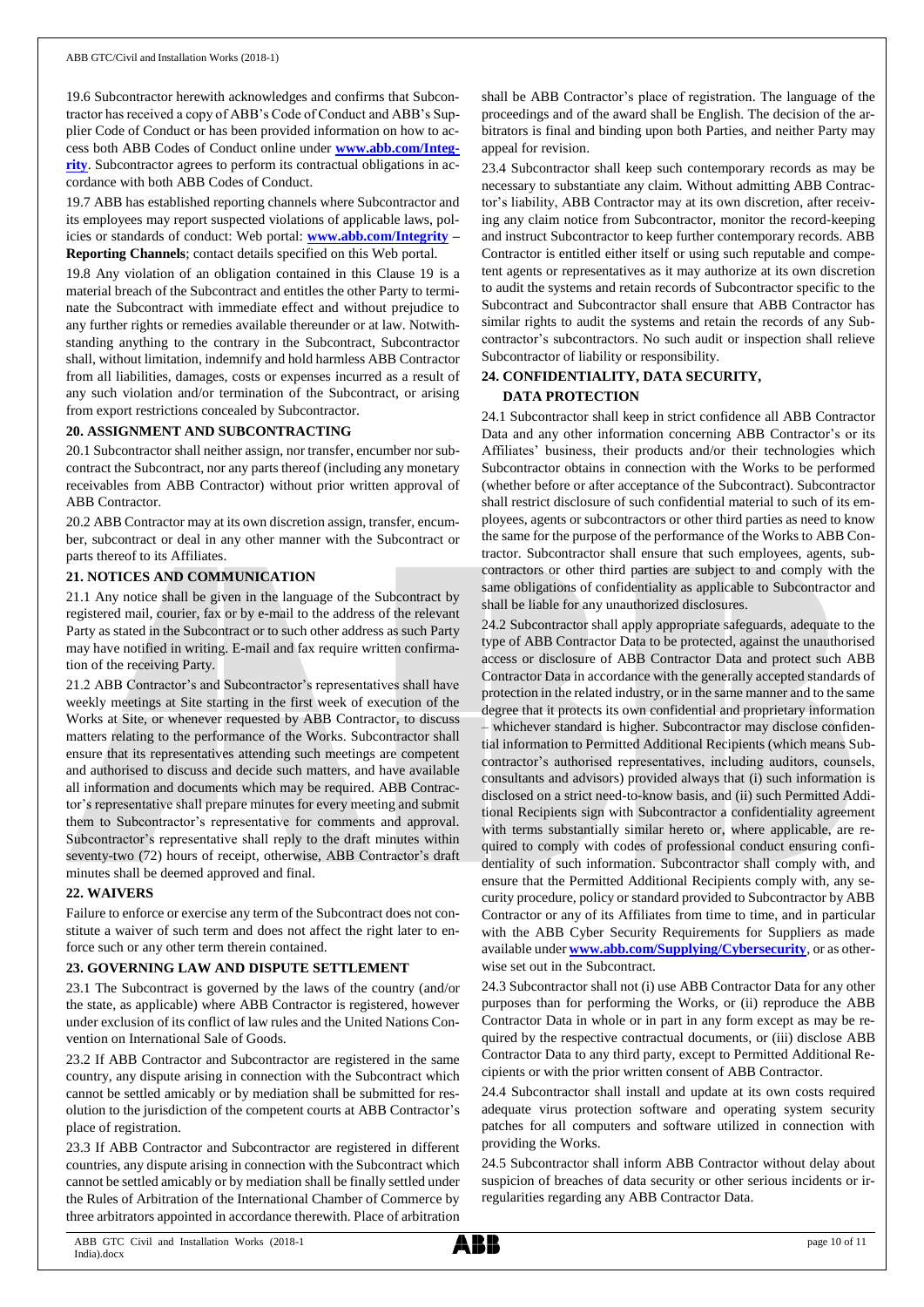19.6 Subcontractor herewith acknowledges and confirms that Subcontractor has received a copy of ABB's Code of Conduct and ABB's Supplier Code of Conduct or has been provided information on how to access both ABB Codes of Conduct online under **www.abb.com/Integrity**. Subcontractor agrees to perform its contractual obligations in accordance with both ABB Codes of Conduct.

19.7 ABB has established reporting channels where Subcontractor and its employees may report suspected violations of applicable laws, policies or standards of conduct: Web portal: **www.abb.com/Integrity – Reporting Channels**; contact details specified on this Web portal.

19.8 Any violation of an obligation contained in this Clause 19 is a material breach of the Subcontract and entitles the other Party to terminate the Subcontract with immediate effect and without prejudice to any further rights or remedies available thereunder or at law. Notwithstanding anything to the contrary in the Subcontract, Subcontractor shall, without limitation, indemnify and hold harmless ABB Contractor from all liabilities, damages, costs or expenses incurred as a result of any such violation and/or termination of the Subcontract, or arising from export restrictions concealed by Subcontractor.

## 20. ASSIGNMENT AND SUBCONTRACTING

20.1 Subcontractor shall neither assign, nor transfer, encumber nor subcontract the Subcontract, nor any parts thereof (including any monetary receivables from ABB Contractor) without prior written approval of ABB Contractor.

20.2 ABB Contractor may at its own discretion assign, transfer, encumber, subcontract or deal in any other manner with the Subcontract or parts thereof to its Affiliates.

## 21. NOTICES AND COMMUNICATION

21.1 Any notice shall be given in the language of the Subcontract by registered mail, courier, fax or by e-mail to the address of the relevant Party as stated in the Subcontract or to such other address as such Party may have notified in writing. E-mail and fax require written confirmation of the receiving Party.

21.2 ABB Contractor's and Subcontractor's representatives shall have weekly meetings at Site starting in the first week of execution of the Works at Site, or whenever requested by ABB Contractor, to discuss matters relating to the performance of the Works. Subcontractor shall ensure that its representatives attending such meetings are competent and authorised to discuss and decide such matters, and have available all information and documents which may be required. ABB Contractor's representative shall prepare minutes for every meeting and submit them to Subcontractor's representative for comments and approval. Subcontractor's representative shall reply to the draft minutes within seventy-two (72) hours of receipt, otherwise, ABB Contractor's draft minutes shall be deemed approved and final.

## 22. WAIVERS

Failure to enforce or exercise any term of the Subcontract does not constitute a waiver of such term and does not affect the right later to enforce such or any other term therein contained.

## 23. GOVERNING LAW AND DISPUTE SETTLEMENT

23.1 The Subcontract is governed by the laws of the country (and/or the state, as applicable) where ABB Contractor is registered, however under exclusion of its conflict of law rules and the United Nations Convention on International Sale of Goods.

23.2 If ABB Contractor and Subcontractor are registered in the same country, any dispute arising in connection with the Subcontract which cannot be settled amicably or by mediation shall be submitted for resolution to the jurisdiction of the competent courts at ABB Contractor's place of registration.

23.3 If ABB Contractor and Subcontractor are registered in different countries, any dispute arising in connection with the Subcontract which cannot be settled amicably or by mediation shall be finally settled under the Rules of Arbitration of the International Chamber of Commerce by three arbitrators appointed in accordance therewith. Place of arbitration shall be ABB Contractor's place of registration. The language of the proceedings and of the award shall be English. The decision of the arbitrators is final and binding upon both Parties, and neither Party may appeal for revision.

23.4 Subcontractor shall keep such contemporary records as may be necessary to substantiate any claim. Without admitting ABB Contractor's liability, ABB Contractor may at its own discretion, after receiving any claim notice from Subcontractor, monitor the record-keeping and instruct Subcontractor to keep further contemporary records. ABB Contractor is entitled either itself or using such reputable and competent agents or representatives as it may authorize at its own discretion to audit the systems and retain records of Subcontractor specific to the Subcontract and Subcontractor shall ensure that ABB Contractor has similar rights to audit the systems and retain the records of any Subcontractor's subcontractors. No such audit or inspection shall relieve Subcontractor of liability or responsibility.

## 24. CONFIDENTIALITY, DATA SECURITY, DATA PROTECTION

24.1 Subcontractor shall keep in strict confidence all ABB Contractor Data and any other information concerning ABB Contractor's or its Affiliates' business, their products and/or their technologies which Subcontractor obtains in connection with the Works to be performed (whether before or after acceptance of the Subcontract). Subcontractor shall restrict disclosure of such confidential material to such of its employees, agents or subcontractors or other third parties as need to know the same for the purpose of the performance of the Works to ABB Contractor. Subcontractor shall ensure that such employees, agents, subcontractors or other third parties are subject to and comply with the same obligations of confidentiality as applicable to Subcontractor and shall be liable for any unauthorized disclosures.

24.2 Subcontractor shall apply appropriate safeguards, adequate to the type of ABB Contractor Data to be protected, against the unauthorised access or disclosure of ABB Contractor Data and protect such ABB Contractor Data in accordance with the generally accepted standards of protection in the related industry, or in the same manner and to the same degree that it protects its own confidential and proprietary information – whichever standard is higher. Subcontractor may disclose confidential information to Permitted Additional Recipients (which means Subcontractor's authorised representatives, including auditors, counsels, consultants and advisors) provided always that (i) such information is disclosed on a strict need-to-know basis, and (ii) such Permitted Additional Recipients sign with Subcontractor a confidentiality agreement with terms substantially similar hereto or, where applicable, are required to comply with codes of professional conduct ensuring confidentiality of such information. Subcontractor shall comply with, and ensure that the Permitted Additional Recipients comply with, any security procedure, policy or standard provided to Subcontractor by ABB Contractor or any of its Affiliates from time to time, and in particular with the ABB Cyber Security Requirements for Suppliers as made available under **www.abb.com/Supplying/Cybersecurity**, or as otherwise set out in the Subcontract.

24.3 Subcontractor shall not (i) use ABB Contractor Data for any other purposes than for performing the Works, or (ii) reproduce the ABB Contractor Data in whole or in part in any form except as may be required by the respective contractual documents, or (iii) disclose ABB Contractor Data to any third party, except to Permitted Additional Recipients or with the prior written consent of ABB Contractor.

24.4 Subcontractor shall install and update at its own costs required adequate virus protection software and operating system security patches for all computers and software utilized in connection with providing the Works.

24.5 Subcontractor shall inform ABB Contractor without delay about suspicion of breaches of data security or other serious incidents or irregularities regarding any ABB Contractor Data.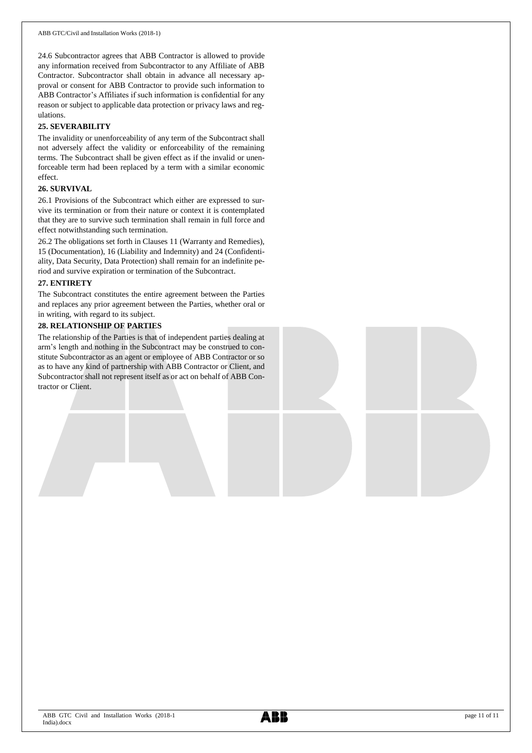24.6 Subcontractor agrees that ABB Contractor is allowed to provide any information received from Subcontractor to any Affiliate of ABB Contractor. Subcontractor shall obtain in advance all necessary approval or consent for ABB Contractor to provide such information to ABB Contractor's Affiliates if such information is confidential for any reason or subject to applicable data protection or privacy laws and regulations.

**25. SEVERABILITY**

The invalidity or unenforceability of any term of the Subcontract shall not adversely affect the validity or enforceability of the remaining terms. The Subcontract shall be given effect as if the invalid or unenforceable term had been replaced by a term with a similar economic effect.

**26. SURVIVAL**

26.1 Provisions of the Subcontract which either are expressed to survive its termination or from their nature or context it is contemplated that they are to survive such termination shall remain in full force and effect notwithstanding such termination.

26.2 The obligations set forth in Clauses 11 (Warranty and Remedies), 15 (Documentation), 16 (Liability and Indemnity) and 24 (Confidentiality, Data Security, Data Protection) shall remain for an indefinite period and survive expiration or termination of the Subcontract.

**27. ENTIRETY**

The Subcontract constitutes the entire agreement between the Parties and replaces any prior agreement between the Parties, whether oral or in writing, with regard to its subject.

**28. RELATIONSHIP OF PARTIES**

The relationship of the Parties is that of independent parties dealing at arm's length and nothing in the Subcontract may be construed to constitute Subcontractor as an agent or employee of ABB Contractor or so as to have any kind of partnership with ABB Contractor or Client, and Subcontractor shall not represent itself as or act on behalf of ABB Contractor or Client.